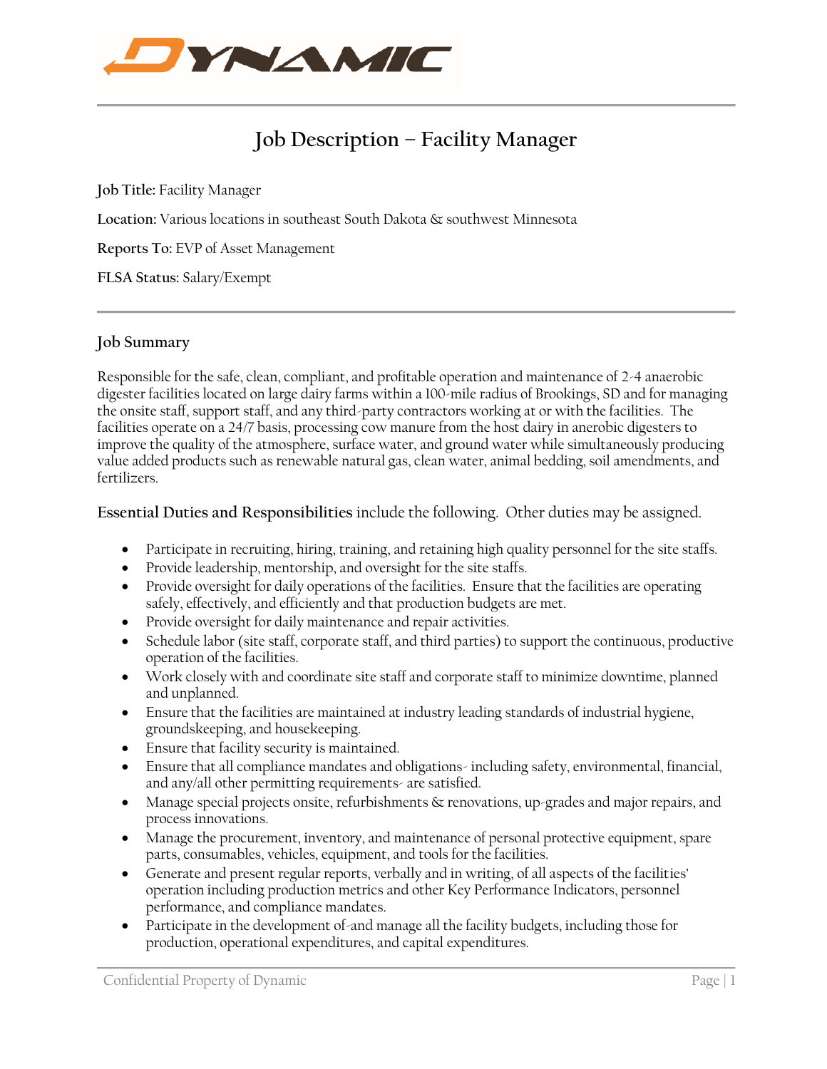DYNAMIC

# Job Description – Facility Manager

**Job Title:** Facility Manager

**Location:** Various locations in southeast South Dakota & southwest Minnesota

**Reports To:** EVP of Asset Management

**FLSA Status:** Salary/Exempt

## Job Summary

Responsible for the safe, clean, compliant, and profitable operation and maintenance of 2-4 anaerobic digester facilities located on large dairy farms within a 100-mile radius of Brookings, SD and for managing the onsite staff, support staff, and any third-party contractors working at or with the facilities. The facilities operate on a 24/7 basis, processing cow manure from the host dairy in anerobic digesters to improve the quality of the atmosphere, surface water, and ground water while simultaneously producing value added products such as renewable natural gas, clean water, animal bedding, soil amendments, and fertilizers.

**Essential Duties and Responsibilities** include the following. Other duties may be assigned.

- Participate in recruiting, hiring, training, and retaining high quality personnel for the site staffs.
- Provide leadership, mentorship, and oversight for the site staffs.
- Provide oversight for daily operations of the facilities. Ensure that the facilities are operating safely, effectively, and efficiently and that production budgets are met.
- Provide oversight for daily maintenance and repair activities.
- Schedule labor (site staff, corporate staff, and third parties) to support the continuous, productive operation of the facilities.
- Work closely with and coordinate site staff and corporate staff to minimize downtime, planned and unplanned.
- Ensure that the facilities are maintained at industry leading standards of industrial hygiene, groundskeeping, and housekeeping.
- Ensure that facility security is maintained.
- Ensure that all compliance mandates and obligations- including safety, environmental, financial, and any/all other permitting requirements- are satisfied.
- Manage special projects onsite, refurbishments & renovations, up-grades and major repairs, and process innovations.
- Manage the procurement, inventory, and maintenance of personal protective equipment, spare parts, consumables, vehicles, equipment, and tools for the facilities.
- Generate and present regular reports, verbally and in writing, of all aspects of the facilities' operation including production metrics and other Key Performance Indicators, personnel performance, and compliance mandates.
- Participate in the development of-and manage all the facility budgets, including those for production, operational expenditures, and capital expenditures.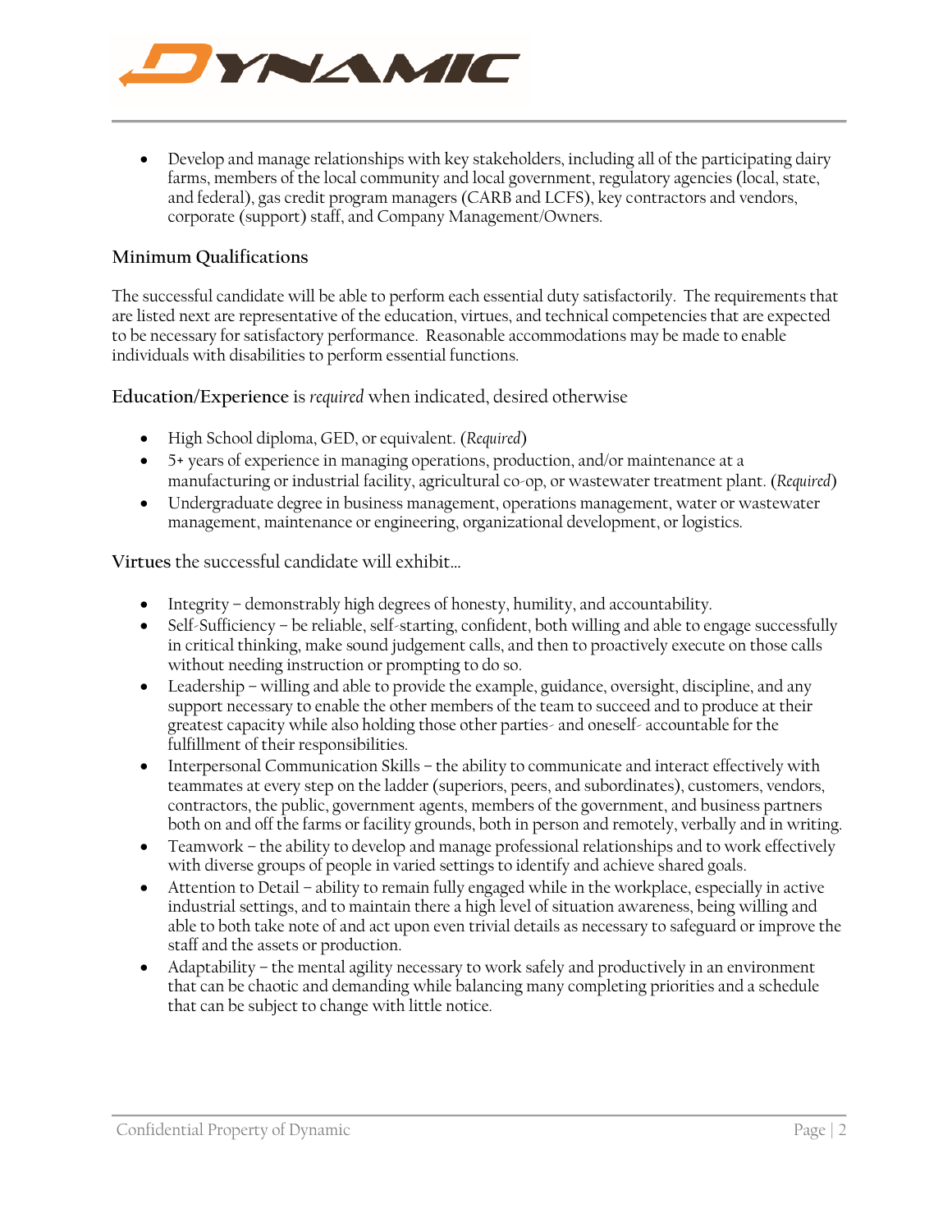- Develop and manage relationships with key stakeholders, including all of the participating dairy farms, members of the local community and local government, regulatory agencies (local, state, and federal), gas credit program managers (CARB and LCFS), key contractors and vendors, corporate (support) staff, and Company Management/Owners.

### Minimum Qualifications

The successful candidate will be able to perform each essential duty satisfactorily. The requirements that are listed next are representative of the education, virtues, and technical competencies that are expected to be necessary for satisfactory performance. Reasonable accommodations may be made to enable individuals with disabilities to perform essential functions.

**Education/Experience** is *required* when indicated, desired otherwise

- High School diploma, GED, or equivalent. (*Required*)
- 5+ years of experience in managing operations, production, and/or maintenance at a manufacturing or industrial facility, agricultural co-op, or wastewater treatment plant. (*Required*)
- Undergraduate degree in business management, operations management, water or wastewater management, maintenance or engineering, organizational development, or logistics.

**Virtues** the successful candidate will exhibit…

- Integrity – demonstrably high degrees of honesty, humility, and accountability.
- Self-Sufficiency – be reliable, self-starting, confident, both willing and able to engage successfully in critical thinking, make sound judgement calls, and then to proactively execute on those calls without needing instruction or prompting to do so.
- Leadership – willing and able to provide the example, guidance, oversight, discipline, and any support necessary to enable the other members of the team to succeed and to produce at their greatest capacity while also holding those other parties- and oneself- accountable for the fulfillment of their responsibilities.
- Interpersonal Communication Skills – the ability to communicate and interact effectively with teammates at every step on the ladder (superiors, peers, and subordinates), customers, vendors, contractors, the public, government agents, members of the government, and business partners both on and off the farms or facility grounds, both in person and remotely, verbally and in writing.
- Teamwork – the ability to develop and manage professional relationships and to work effectively with diverse groups of people in varied settings to identify and achieve shared goals.
- Attention to Detail – ability to remain fully engaged while in the workplace, especially in active industrial settings, and to maintain there a high level of situation awareness, being willing and able to both take note of and act upon even trivial details as necessary to safeguard or improve the staff and the assets or production.
- Adaptability – the mental agility necessary to work safely and productively in an environment that can be chaotic and demanding while balancing many completing priorities and a schedule that can be subject to change with little notice.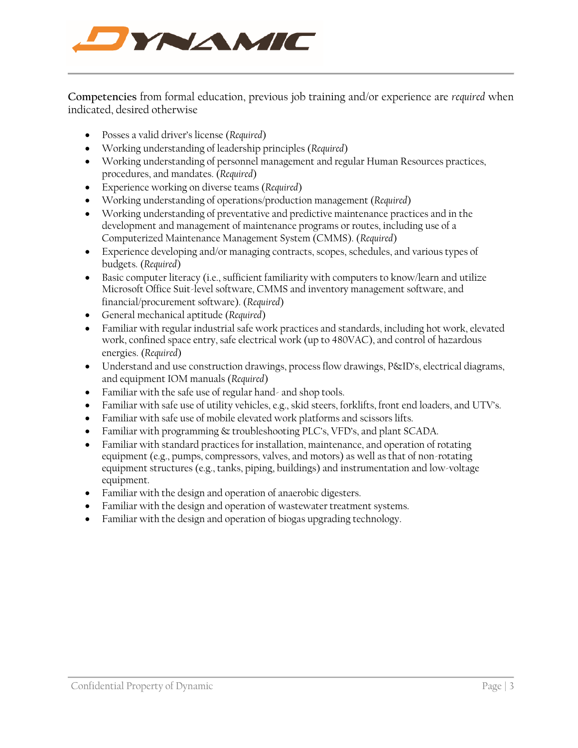**Competencies** from formal education, previous job training and/or experience are *required* when indicated, desired otherwise

- Posses a valid driver's license (*Required*)
- Working understanding of leadership principles (*Required*)
- Working understanding of personnel management and regular Human Resources practices, procedures, and mandates. (*Required*)
- Experience working on diverse teams (*Required*)
- Working understanding of operations/production management (*Required*)
- Working understanding of preventative and predictive maintenance practices and in the development and management of maintenance programs or routes, including use of a Computerized Maintenance Management System (CMMS). (*Required*)
- Experience developing and/or managing contracts, scopes, schedules, and various types of budgets. (*Required*)
- Basic computer literacy (i.e., sufficient familiarity with computers to know/learn and utilize Microsoft Office Suit-level software, CMMS and inventory management software, and financial/procurement software). (*Required*)
- General mechanical aptitude (*Required*)
- Familiar with regular industrial safe work practices and standards, including hot work, elevated work, confined space entry, safe electrical work (up to 480VAC), and control of hazardous energies. (*Required*)
- Understand and use construction drawings, process flow drawings, P&ID's, electrical diagrams, and equipment IOM manuals (*Required*)
- Familiar with the safe use of regular hand- and shop tools.
- Familiar with safe use of utility vehicles, e.g., skid steers, forklifts, front end loaders, and UTV's.
- Familiar with safe use of mobile elevated work platforms and scissors lifts.
- Familiar with programming & troubleshooting PLC's, VFD's, and plant SCADA.
- Familiar with standard practices for installation, maintenance, and operation of rotating equipment (e.g., pumps, compressors, valves, and motors) as well as that of non-rotating equipment structures (e.g., tanks, piping, buildings) and instrumentation and low-voltage equipment.
- Familiar with the design and operation of anaerobic digesters.
- Familiar with the design and operation of wastewater treatment systems.
- Familiar with the design and operation of biogas upgrading technology.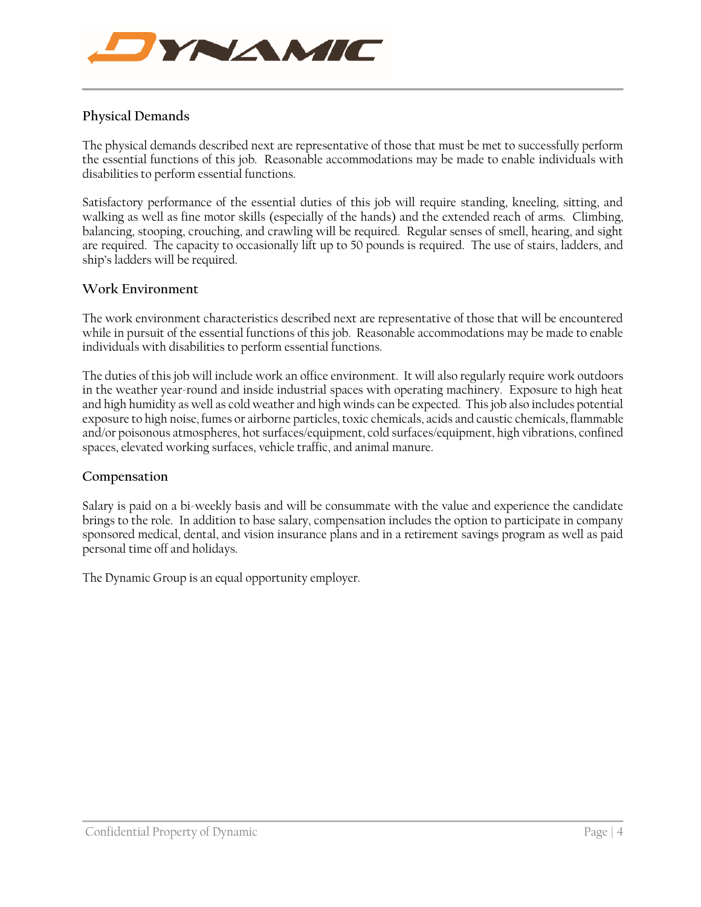## Physical Demands

The physical demands described next are representative of those that must be met to successfully perform the essential functions of this job. Reasonable accommodations may be made to enable individuals with disabilities to perform essential functions.

Satisfactory performance of the essential duties of this job will require standing, kneeling, sitting, and walking as well as fine motor skills (especially of the hands) and the extended reach of arms. Climbing, balancing, stooping, crouching, and crawling will be required. Regular senses of smell, hearing, and sight are required. The capacity to occasionally lift up to 50 pounds is required. The use of stairs, ladders, and ship's ladders will be required.

## Work Environment

The work environment characteristics described next are representative of those that will be encountered while in pursuit of the essential functions of this job. Reasonable accommodations may be made to enable individuals with disabilities to perform essential functions.

The duties of this job will include work an office environment. It will also regularly require work outdoors in the weather year-round and inside industrial spaces with operating machinery. Exposure to high heat and high humidity as well as cold weather and high winds can be expected. This job also includes potential exposure to high noise, fumes or airborne particles, toxic chemicals, acids and caustic chemicals, flammable and/or poisonous atmospheres, hot surfaces/equipment, cold surfaces/equipment, high vibrations, confined spaces, elevated working surfaces, vehicle traffic, and animal manure.

## Compensation

Salary is paid on a bi-weekly basis and will be consummate with the value and experience the candidate brings to the role. In addition to base salary, compensation includes the option to participate in company sponsored medical, dental, and vision insurance plans and in a retirement savings program as well as paid personal time off and holidays.

The Dynamic Group is an equal opportunity employer.